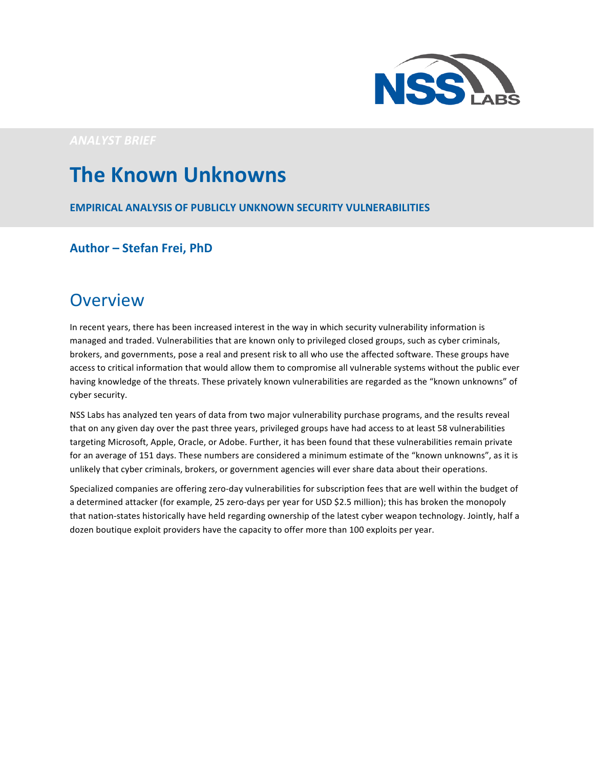*ANALYST BRIEF*

# The Known Unknowns

**EMPIRICAL ANALYSIS OF PUBLICLY UNKNOWN SECURITY VULNERABILITIES**

### Author – Stefan Frei, PhD

## Overview

In recent years, there has been increased interest in the way in which security vulnerability information is managed and traded. Vulnerabilities that are known only to privileged closed groups, such as cyber criminals, brokers, and governments, pose a real and present risk to all who use the affected software. These groups have access to critical information that would allow them to compromise all vulnerable systems without the public ever having knowledge of the threats. These privately known vulnerabilities are regarded as the "known unknowns" of cyber security.

NSS Labs has analyzed ten years of data from two major vulnerability purchase programs, and the results reveal that on any given day over the past three years, privileged groups have had access to at least 58 vulnerabilities targeting Microsoft, Apple, Oracle, or Adobe. Further, it has been found that these vulnerabilities remain private for an average of 151 days. These numbers are considered a minimum estimate of the "known unknowns", as it is unlikely that cyber criminals, brokers, or government agencies will ever share data about their operations.

Specialized companies are offering zero-day vulnerabilities for subscription fees that are well within the budget of a determined attacker (for example, 25 zero-days per year for USD $2.5 million); this has broken the monopoly that nation-states historically have held regarding ownership of the latest cyber weapon technology. Jointly, half a dozen boutique exploit providers have the capacity to offer more than 100 exploits per year.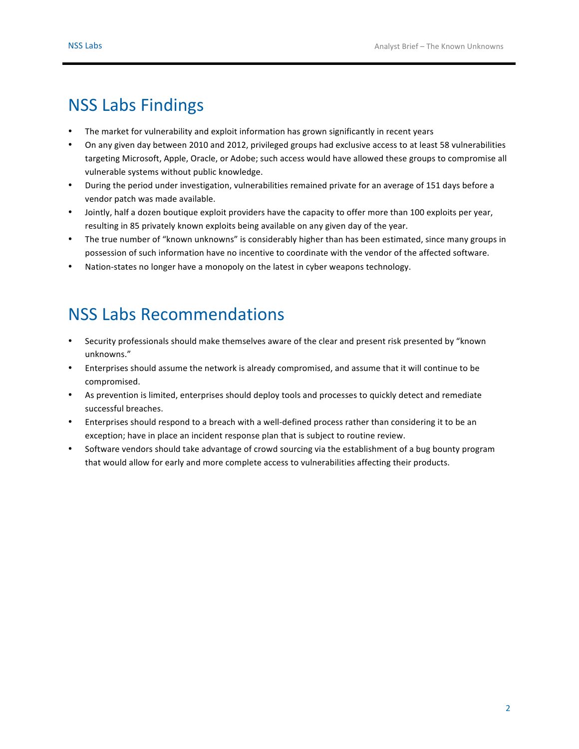## NSS Labs Findings

- The market for vulnerability and exploit information has grown significantly in recent years
- On any given day between 2010 and 2012, privileged groups had exclusive access to at least 58 vulnerabilities targeting Microsoft, Apple, Oracle, or Adobe; such access would have allowed these groups to compromise all vulnerable systems without public knowledge.
- During the period under investigation, vulnerabilities remained private for an average of 151 days before a vendor patch was made available.
- Jointly, half a dozen boutique exploit providers have the capacity to offer more than 100 exploits per year, resulting in 85 privately known exploits being available on any given day of the year.
- The true number of "known unknowns" is considerably higher than has been estimated, since many groups in possession of such information have no incentive to coordinate with the vendor of the affected software.
- Nation-states no longer have a monopoly on the latest in cyber weapons technology.

## NSS Labs Recommendations

- Security professionals should make themselves aware of the clear and present risk presented by "known unknowns."
- Enterprises should assume the network is already compromised, and assume that it will continue to be compromised.
- As prevention is limited, enterprises should deploy tools and processes to quickly detect and remediate successful breaches.
- Enterprises should respond to a breach with a well-defined process rather than considering it to be an exception; have in place an incident response plan that is subject to routine review.
- Software vendors should take advantage of crowd sourcing via the establishment of a bug bounty program that would allow for early and more complete access to vulnerabilities affecting their products.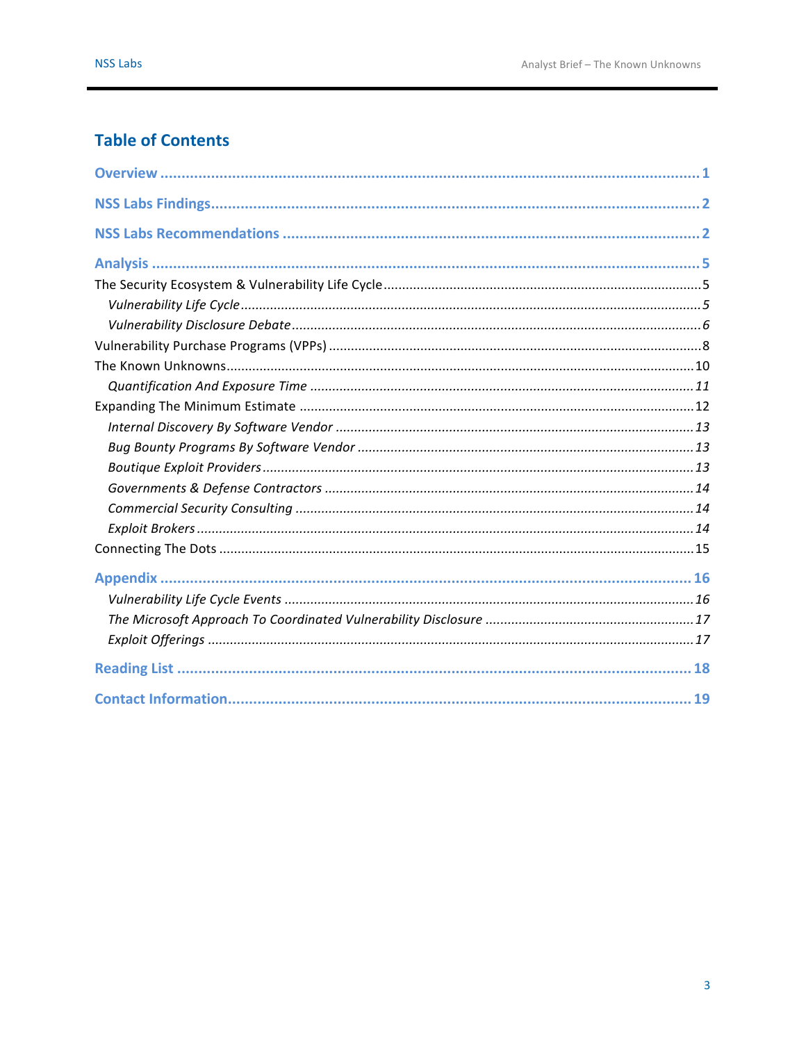## Table of Contents

**Overview** ........................................................................................................ 1

**NSS Labs Findings**.............................................................................................. 2

**NSS Labs Recommendations** ............................................................................. 2

**Analysis** ............................................................................................................ 5

The Security Ecosystem & Vulnerability Life Cycle.................................................. 5

*Vulnerability Life Cycle* .................................................................................... 5

*Vulnerability Disclosure Debate* ........................................................................ 6

Vulnerability Purchase Programs (VPPs) ................................................................. 8

The Known Unknowns............................................................................................ 10

*Quantification And Exposure Time* ................................................................... 11

Expanding The Minimum Estimate ........................................................................ 12

*Internal Discovery By Software Vendor* ............................................................ 13

*Bug Bounty Programs By Software Vendor* ....................................................... 13

*Boutique Exploit Providers* ................................................................................ 13

*Governments & Defense Contractors* ................................................................ 14

*Commercial Security Consulting* ....................................................................... 14

*Exploit Brokers* ................................................................................................. 14

Connecting The Dots .............................................................................................. 15

**Appendix** ......................................................................................................... 16

*Vulnerability Life Cycle Events* .......................................................................... 16

*The Microsoft Approach To Coordinated Vulnerability Disclosure* ..................... 17

*Exploit Offerings* ............................................................................................... 17

**Reading List** ..................................................................................................... 18

**Contact Information**......................................................................................... 19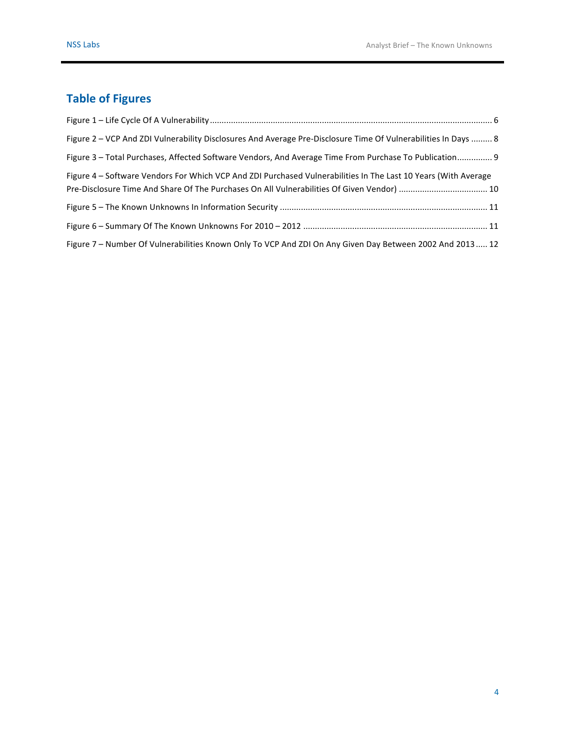## Table of Figures

Figure 1 – Life Cycle Of A Vulnerability ........................................................................................................................ 6

Figure 2 – VCP And ZDI Vulnerability Disclosures And Average Pre-Disclosure Time Of Vulnerabilities In Days ......... 8

Figure 3 – Total Purchases, Affected Software Vendors, And Average Time From Purchase To Publication............... 9

Figure 4 – Software Vendors For Which VCP And ZDI Purchased Vulnerabilities In The Last 10 Years (With Average Pre-Disclosure Time And Share Of The Purchases On All Vulnerabilities Of Given Vendor) ..................................... 10

Figure 5 – The Known Unknowns In Information Security ........................................................................................ 11

Figure 6 – Summary Of The Known Unknowns For 2010 – 2012 .............................................................................. 11

Figure 7 – Number Of Vulnerabilities Known Only To VCP And ZDI On Any Given Day Between 2002 And 2013 ..... 12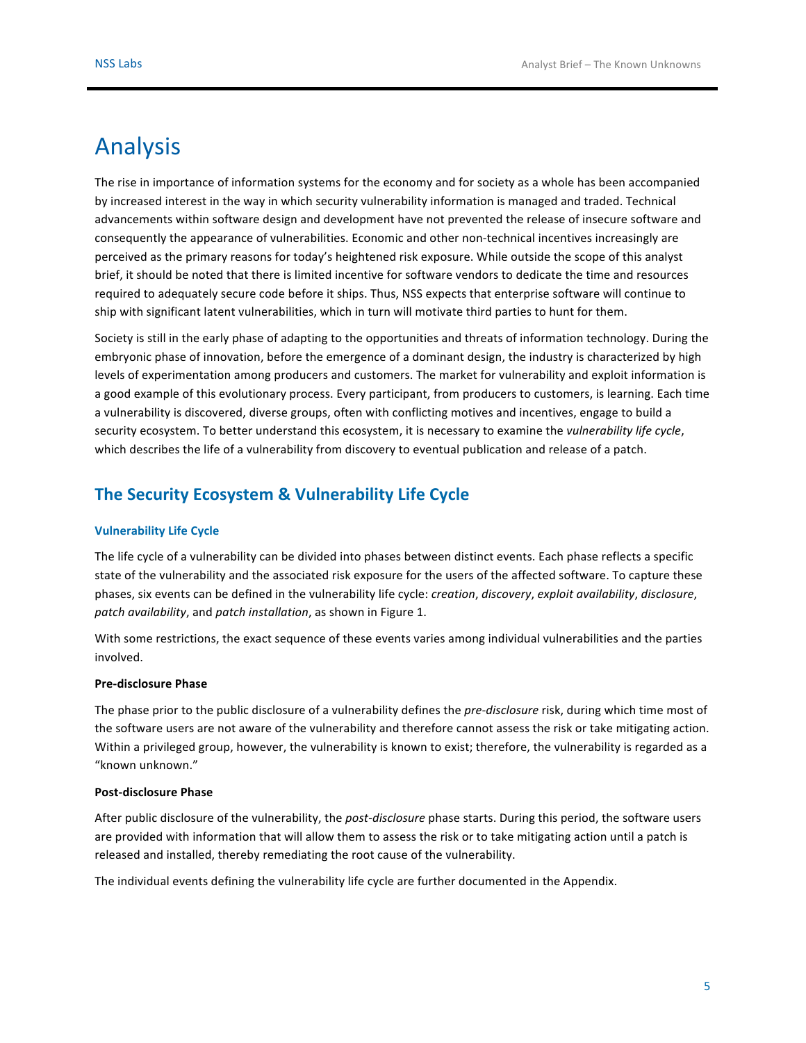# Analysis

The rise in importance of information systems for the economy and for society as a whole has been accompanied by increased interest in the way in which security vulnerability information is managed and traded. Technical advancements within software design and development have not prevented the release of insecure software and consequently the appearance of vulnerabilities. Economic and other non-technical incentives increasingly are perceived as the primary reasons for today's heightened risk exposure. While outside the scope of this analyst brief, it should be noted that there is limited incentive for software vendors to dedicate the time and resources required to adequately secure code before it ships. Thus, NSS expects that enterprise software will continue to ship with significant latent vulnerabilities, which in turn will motivate third parties to hunt for them.

Society is still in the early phase of adapting to the opportunities and threats of information technology. During the embryonic phase of innovation, before the emergence of a dominant design, the industry is characterized by high levels of experimentation among producers and customers. The market for vulnerability and exploit information is a good example of this evolutionary process. Every participant, from producers to customers, is learning. Each time a vulnerability is discovered, diverse groups, often with conflicting motives and incentives, engage to build a security ecosystem. To better understand this ecosystem, it is necessary to examine the *vulnerability life cycle*, which describes the life of a vulnerability from discovery to eventual publication and release of a patch.

## The Security Ecosystem & Vulnerability Life Cycle

### Vulnerability Life Cycle

The life cycle of a vulnerability can be divided into phases between distinct events. Each phase reflects a specific state of the vulnerability and the associated risk exposure for the users of the affected software. To capture these phases, six events can be defined in the vulnerability life cycle: *creation*, *discovery*, *exploit availability*, *disclosure*, *patch availability*, and *patch installation*, as shown in Figure 1.

With some restrictions, the exact sequence of these events varies among individual vulnerabilities and the parties involved.

**Pre-disclosure Phase**

The phase prior to the public disclosure of a vulnerability defines the *pre-disclosure* risk, during which time most of the software users are not aware of the vulnerability and therefore cannot assess the risk or take mitigating action. Within a privileged group, however, the vulnerability is known to exist; therefore, the vulnerability is regarded as a "known unknown."

**Post-disclosure Phase**

After public disclosure of the vulnerability, the *post-disclosure* phase starts. During this period, the software users are provided with information that will allow them to assess the risk or to take mitigating action until a patch is released and installed, thereby remediating the root cause of the vulnerability.

The individual events defining the vulnerability life cycle are further documented in the Appendix.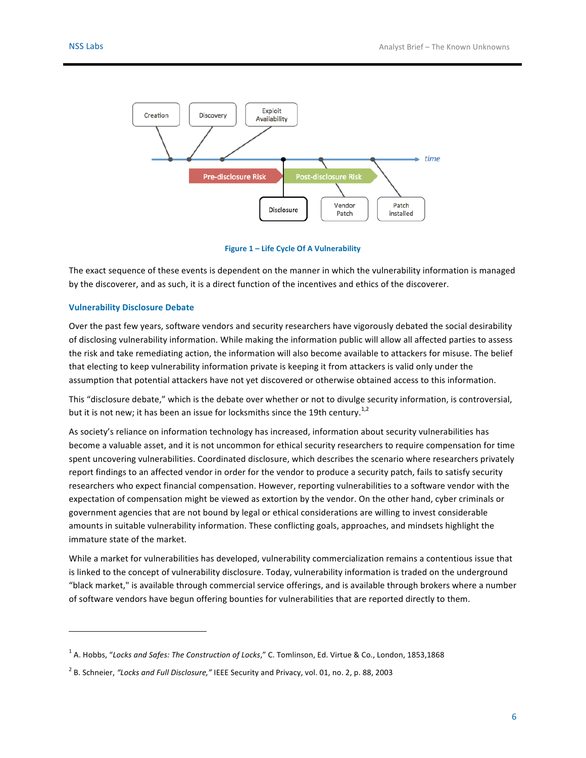**Figure 1 – Life Cycle Of A Vulnerability**

The exact sequence of these events is dependent on the manner in which the vulnerability information is managed by the discoverer, and as such, it is a direct function of the incentives and ethics of the discoverer.

## Vulnerability Disclosure Debate

Over the past few years, software vendors and security researchers have vigorously debated the social desirability of disclosing vulnerability information. While making the information public will allow all affected parties to assess the risk and take remediating action, the information will also become available to attackers for misuse. The belief that electing to keep vulnerability information private is keeping it from attackers is valid only under the assumption that potential attackers have not yet discovered or otherwise obtained access to this information.

This "disclosure debate," which is the debate over whether or not to divulge security information, is controversial, but it is not new; it has been an issue for locksmiths since the 19th century.[1,2]

As society's reliance on information technology has increased, information about security vulnerabilities has become a valuable asset, and it is not uncommon for ethical security researchers to require compensation for time spent uncovering vulnerabilities. Coordinated disclosure, which describes the scenario where researchers privately report findings to an affected vendor in order for the vendor to produce a security patch, fails to satisfy security researchers who expect financial compensation. However, reporting vulnerabilities to a software vendor with the expectation of compensation might be viewed as extortion by the vendor. On the other hand, cyber criminals or government agencies that are not bound by legal or ethical considerations are willing to invest considerable amounts in suitable vulnerability information. These conflicting goals, approaches, and mindsets highlight the immature state of the market.

While a market for vulnerabilities has developed, vulnerability commercialization remains a contentious issue that is linked to the concept of vulnerability disclosure. Today, vulnerability information is traded on the underground "black market," is available through commercial service offerings, and is available through brokers where a number of software vendors have begun offering bounties for vulnerabilities that are reported directly to them.

---

[1] A. Hobbs, "*Locks and Safes: The Construction of Locks*," C. Tomlinson, Ed. Virtue & Co., London, 1853,1868

[2] B. Schneier, *"Locks and Full Disclosure,"* IEEE Security and Privacy, vol. 01, no. 2, p. 88, 2003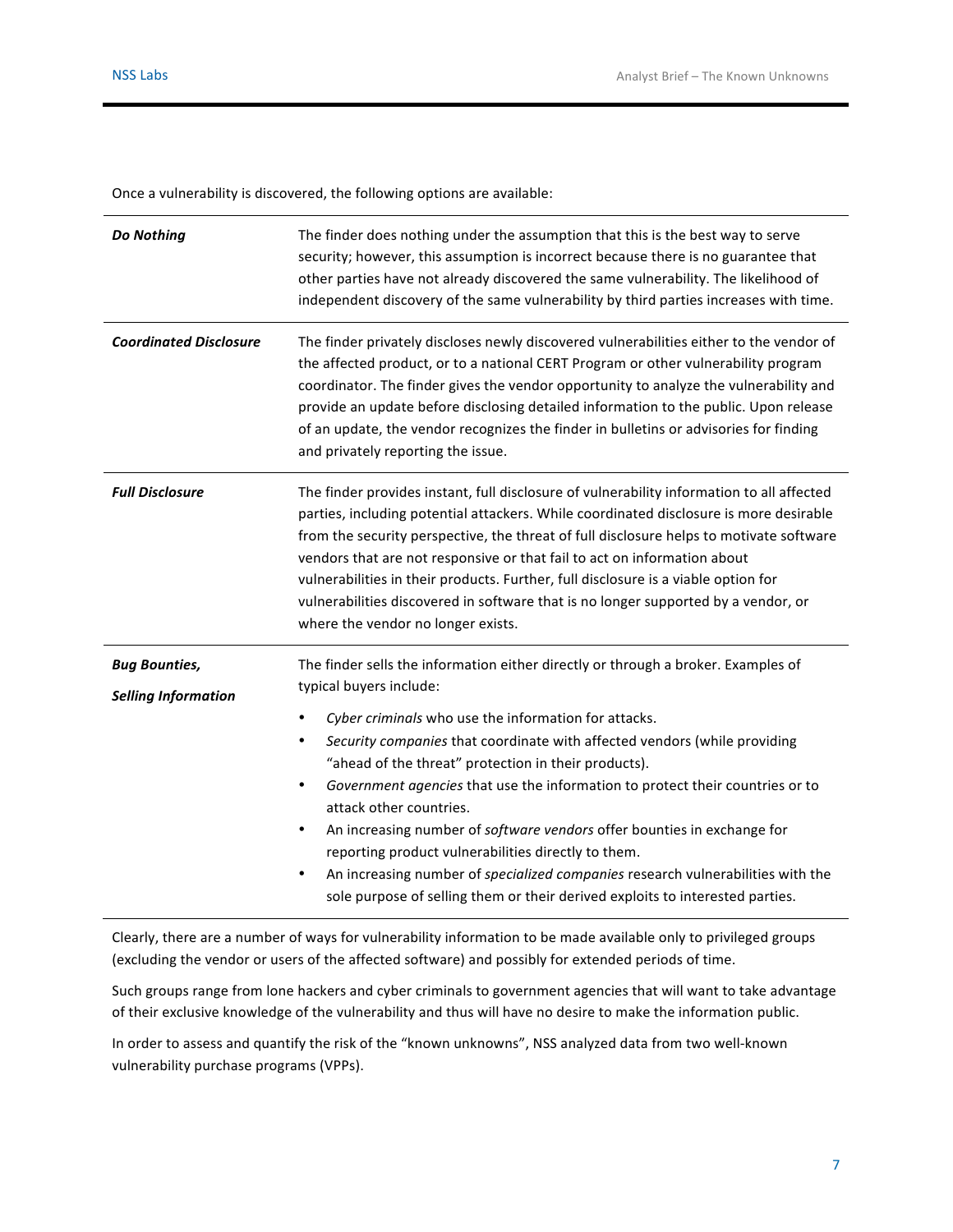Once a vulnerability is discovered, the following options are available:

| | |
|---|---|
| ***Do Nothing*** | The finder does nothing under the assumption that this is the best way to serve security; however, this assumption is incorrect because there is no guarantee that other parties have not already discovered the same vulnerability. The likelihood of independent discovery of the same vulnerability by third parties increases with time. |
| ***Coordinated Disclosure*** | The finder privately discloses newly discovered vulnerabilities either to the vendor of the affected product, or to a national CERT Program or other vulnerability program coordinator. The finder gives the vendor opportunity to analyze the vulnerability and provide an update before disclosing detailed information to the public. Upon release of an update, the vendor recognizes the finder in bulletins or advisories for finding and privately reporting the issue. |
| ***Full Disclosure*** | The finder provides instant, full disclosure of vulnerability information to all affected parties, including potential attackers. While coordinated disclosure is more desirable from the security perspective, the threat of full disclosure helps to motivate software vendors that are not responsive or that fail to act on information about vulnerabilities in their products. Further, full disclosure is a viable option for vulnerabilities discovered in software that is no longer supported by a vendor, or where the vendor no longer exists. |
| ***Bug Bounties, Selling Information*** | The finder sells the information either directly or through a broker. Examples of typical buyers include: <br>• *Cyber criminals* who use the information for attacks. <br>• *Security companies* that coordinate with affected vendors (while providing "ahead of the threat" protection in their products). <br>• *Government agencies* that use the information to protect their countries or to attack other countries. <br>• An increasing number of *software vendors* offer bounties in exchange for reporting product vulnerabilities directly to them. <br>• An increasing number of *specialized companies* research vulnerabilities with the sole purpose of selling them or their derived exploits to interested parties. |

Clearly, there are a number of ways for vulnerability information to be made available only to privileged groups (excluding the vendor or users of the affected software) and possibly for extended periods of time.

Such groups range from lone hackers and cyber criminals to government agencies that will want to take advantage of their exclusive knowledge of the vulnerability and thus will have no desire to make the information public.

In order to assess and quantify the risk of the "known unknowns", NSS analyzed data from two well-known vulnerability purchase programs (VPPs).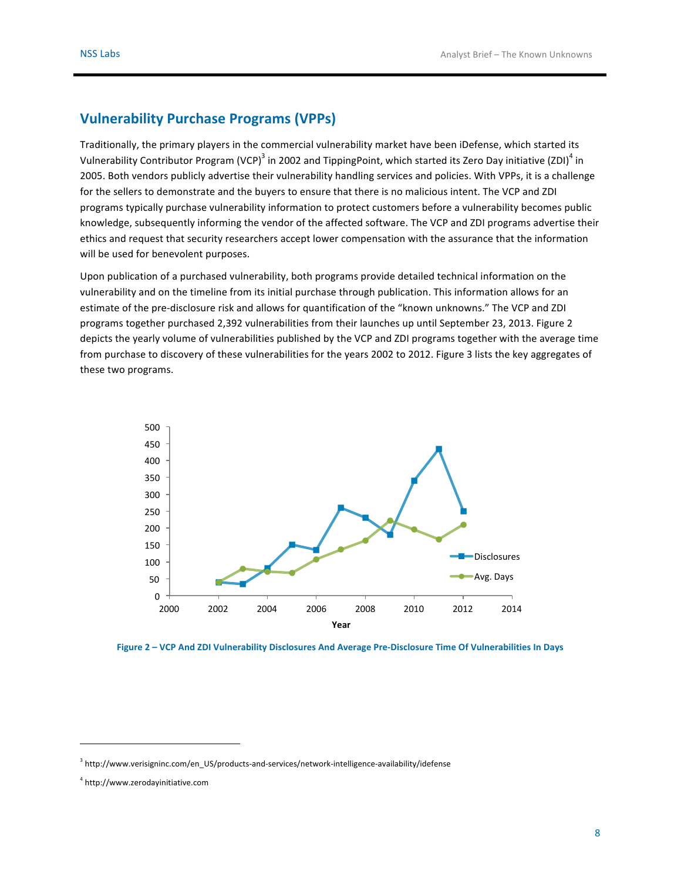## Vulnerability Purchase Programs (VPPs)

Traditionally, the primary players in the commercial vulnerability market have been iDefense, which started its Vulnerability Contributor Program (VCP)[3] in 2002 and TippingPoint, which started its Zero Day initiative (ZDI)[4] in 2005. Both vendors publicly advertise their vulnerability handling services and policies. With VPPs, it is a challenge for the sellers to demonstrate and the buyers to ensure that there is no malicious intent. The VCP and ZDI programs typically purchase vulnerability information to protect customers before a vulnerability becomes public knowledge, subsequently informing the vendor of the affected software. The VCP and ZDI programs advertise their ethics and request that security researchers accept lower compensation with the assurance that the information will be used for benevolent purposes.

Upon publication of a purchased vulnerability, both programs provide detailed technical information on the vulnerability and on the timeline from its initial purchase through publication. This information allows for an estimate of the pre-disclosure risk and allows for quantification of the "known unknowns." The VCP and ZDI programs together purchased 2,392 vulnerabilities from their launches up until September 23, 2013. Figure 2 depicts the yearly volume of vulnerabilities published by the VCP and ZDI programs together with the average time from purchase to discovery of these vulnerabilities for the years 2002 to 2012. Figure 3 lists the key aggregates of these two programs.

**Figure 2 – VCP And ZDI Vulnerability Disclosures And Average Pre-Disclosure Time Of Vulnerabilities In Days**

---

[3] http://www.verisigninc.com/en_US/products-and-services/network-intelligence-availability/idefense

[4] http://www.zerodayinitiative.com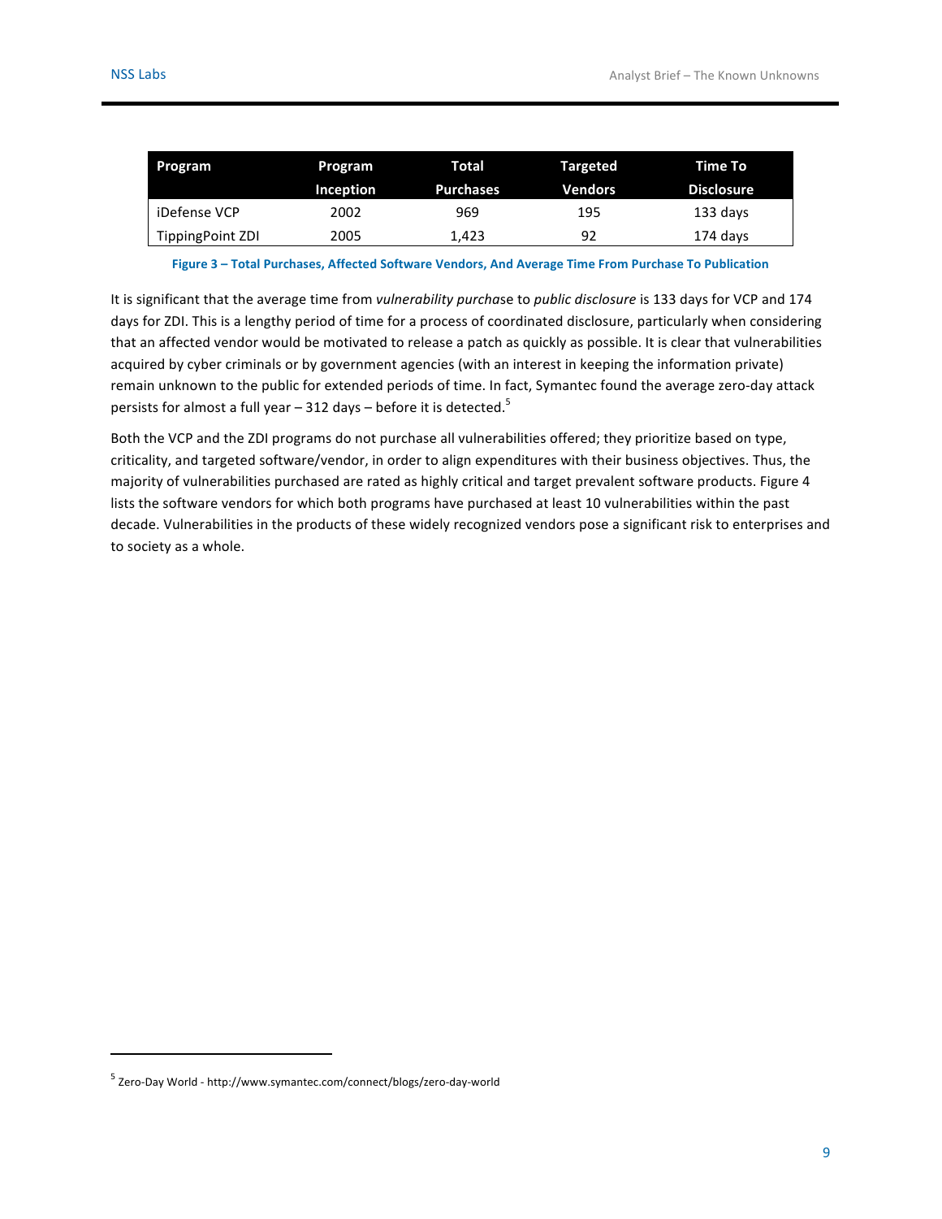| Program | Program Inception | Total Purchases | Targeted Vendors | Time To Disclosure |
|---|---|---|---|---|
| iDefense VCP | 2002 | 969 | 195 | 133 days |
| TippingPoint ZDI | 2005 | 1,423 | 92 | 174 days |

**Figure 3 – Total Purchases, Affected Software Vendors, And Average Time From Purchase To Publication**

It is significant that the average time from *vulnerability purchase* to *public disclosure* is 133 days for VCP and 174 days for ZDI. This is a lengthy period of time for a process of coordinated disclosure, particularly when considering that an affected vendor would be motivated to release a patch as quickly as possible. It is clear that vulnerabilities acquired by cyber criminals or by government agencies (with an interest in keeping the information private) remain unknown to the public for extended periods of time. In fact, Symantec found the average zero-day attack persists for almost a full year – 312 days – before it is detected.[5]

Both the VCP and the ZDI programs do not purchase all vulnerabilities offered; they prioritize based on type, criticality, and targeted software/vendor, in order to align expenditures with their business objectives. Thus, the majority of vulnerabilities purchased are rated as highly critical and target prevalent software products. Figure 4 lists the software vendors for which both programs have purchased at least 10 vulnerabilities within the past decade. Vulnerabilities in the products of these widely recognized vendors pose a significant risk to enterprises and to society as a whole.

[5] Zero-Day World - http://www.symantec.com/connect/blogs/zero-day-world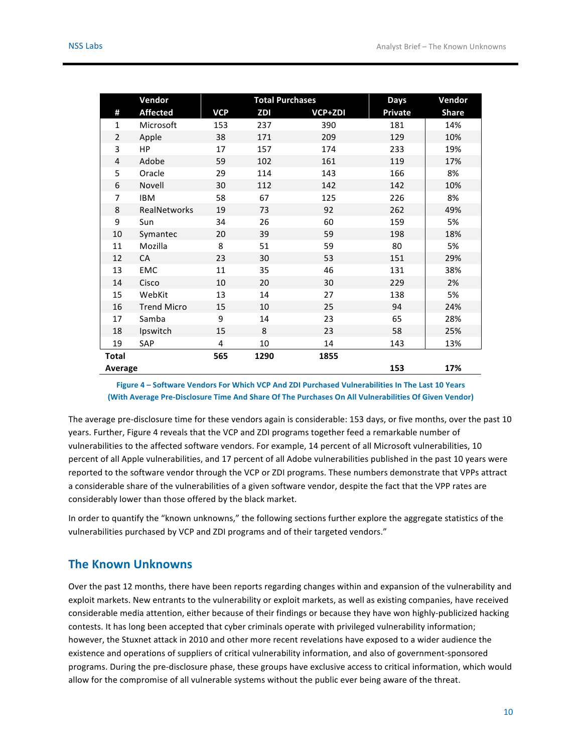| # | Vendor Affected | Total Purchases VCP | ZDI | VCP+ZDI | Days Private | Vendor Share |
|---|---|---|---|---|---|---|
| 1 | Microsoft | 153 | 237 | 390 | 181 | 14% |
| 2 | Apple | 38 | 171 | 209 | 129 | 10% |
| 3 | HP | 17 | 157 | 174 | 233 | 19% |
| 4 | Adobe | 59 | 102 | 161 | 119 | 17% |
| 5 | Oracle | 29 | 114 | 143 | 166 | 8% |
| 6 | Novell | 30 | 112 | 142 | 142 | 10% |
| 7 | IBM | 58 | 67 | 125 | 226 | 8% |
| 8 | RealNetworks | 19 | 73 | 92 | 262 | 49% |
| 9 | Sun | 34 | 26 | 60 | 159 | 5% |
| 10 | Symantec | 20 | 39 | 59 | 198 | 18% |
| 11 | Mozilla | 8 | 51 | 59 | 80 | 5% |
| 12 | CA | 23 | 30 | 53 | 151 | 29% |
| 13 | EMC | 11 | 35 | 46 | 131 | 38% |
| 14 | Cisco | 10 | 20 | 30 | 229 | 2% |
| 15 | WebKit | 13 | 14 | 27 | 138 | 5% |
| 16 | Trend Micro | 15 | 10 | 25 | 94 | 24% |
| 17 | Samba | 9 | 14 | 23 | 65 | 28% |
| 18 | Ipswitch | 15 | 8 | 23 | 58 | 25% |
| 19 | SAP | 4 | 10 | 14 | 143 | 13% |
| **Total** | | **565** | **1290** | **1855** | | |
| **Average** | | | | | **153** | **17%** |

**Figure 4 – Software Vendors For Which VCP And ZDI Purchased Vulnerabilities In The Last 10 Years (With Average Pre-Disclosure Time And Share Of The Purchases On All Vulnerabilities Of Given Vendor)**

The average pre-disclosure time for these vendors again is considerable: 153 days, or five months, over the past 10 years. Further, Figure 4 reveals that the VCP and ZDI programs together feed a remarkable number of vulnerabilities to the affected software vendors. For example, 14 percent of all Microsoft vulnerabilities, 10 percent of all Apple vulnerabilities, and 17 percent of all Adobe vulnerabilities published in the past 10 years were reported to the software vendor through the VCP or ZDI programs. These numbers demonstrate that VPPs attract a considerable share of the vulnerabilities of a given software vendor, despite the fact that the VPP rates are considerably lower than those offered by the black market.

In order to quantify the "known unknowns," the following sections further explore the aggregate statistics of the vulnerabilities purchased by VCP and ZDI programs and of their targeted vendors."

## The Known Unknowns

Over the past 12 months, there have been reports regarding changes within and expansion of the vulnerability and exploit markets. New entrants to the vulnerability or exploit markets, as well as existing companies, have received considerable media attention, either because of their findings or because they have won highly-publicized hacking contests. It has long been accepted that cyber criminals operate with privileged vulnerability information; however, the Stuxnet attack in 2010 and other more recent revelations have exposed to a wider audience the existence and operations of suppliers of critical vulnerability information, and also of government-sponsored programs. During the pre-disclosure phase, these groups have exclusive access to critical information, which would allow for the compromise of all vulnerable systems without the public ever being aware of the threat.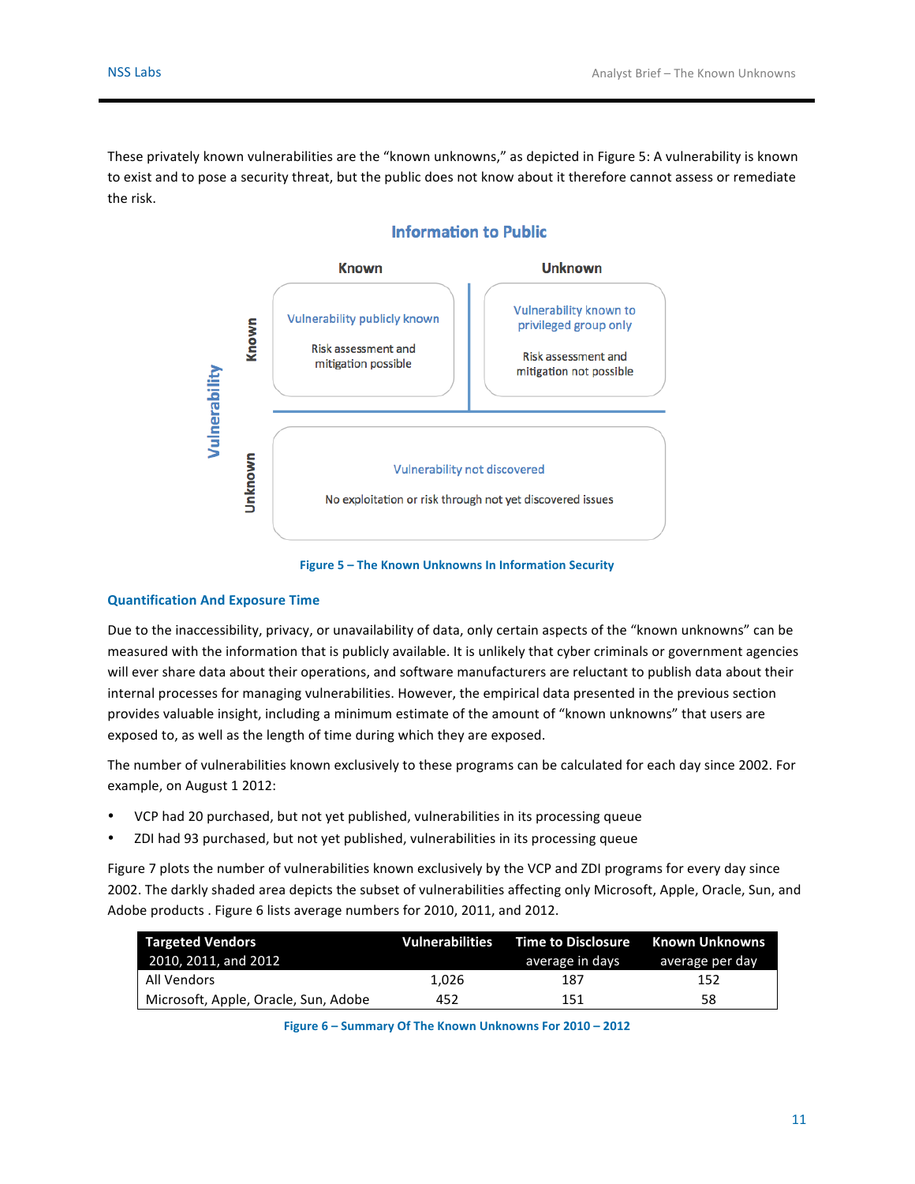These privately known vulnerabilities are the "known unknowns," as depicted in Figure 5: A vulnerability is known to exist and to pose a security threat, but the public does not know about it therefore cannot assess or remediate the risk.

**Information to Public**

| Vulnerability | Known | Unknown |
|---|---|---|
| **Known** | Vulnerability publicly known<br>Risk assessment and mitigation possible | Vulnerability known to privileged group only<br>Risk assessment and mitigation not possible |
| **Unknown** | Vulnerability not discovered<br>No exploitation or risk through not yet discovered issues | |

Figure 5 – The Known Unknowns In Information Security

### Quantification And Exposure Time

Due to the inaccessibility, privacy, or unavailability of data, only certain aspects of the "known unknowns" can be measured with the information that is publicly available. It is unlikely that cyber criminals or government agencies will ever share data about their operations, and software manufacturers are reluctant to publish data about their internal processes for managing vulnerabilities. However, the empirical data presented in the previous section provides valuable insight, including a minimum estimate of the amount of "known unknowns" that users are exposed to, as well as the length of time during which they are exposed.

The number of vulnerabilities known exclusively to these programs can be calculated for each day since 2002. For example, on August 1 2012:

- VCP had 20 purchased, but not yet published, vulnerabilities in its processing queue
- ZDI had 93 purchased, but not yet published, vulnerabilities in its processing queue

Figure 7 plots the number of vulnerabilities known exclusively by the VCP and ZDI programs for every day since 2002. The darkly shaded area depicts the subset of vulnerabilities affecting only Microsoft, Apple, Oracle, Sun, and Adobe products . Figure 6 lists average numbers for 2010, 2011, and 2012.

| Targeted Vendors 2010, 2011, and 2012 | Vulnerabilities | Time to Disclosure average in days | Known Unknowns average per day |
|---|---|---|---|
| All Vendors | 1,026 | 187 | 152 |
| Microsoft, Apple, Oracle, Sun, Adobe | 452 | 151 | 58 |

Figure 6 – Summary Of The Known Unknowns For 2010 – 2012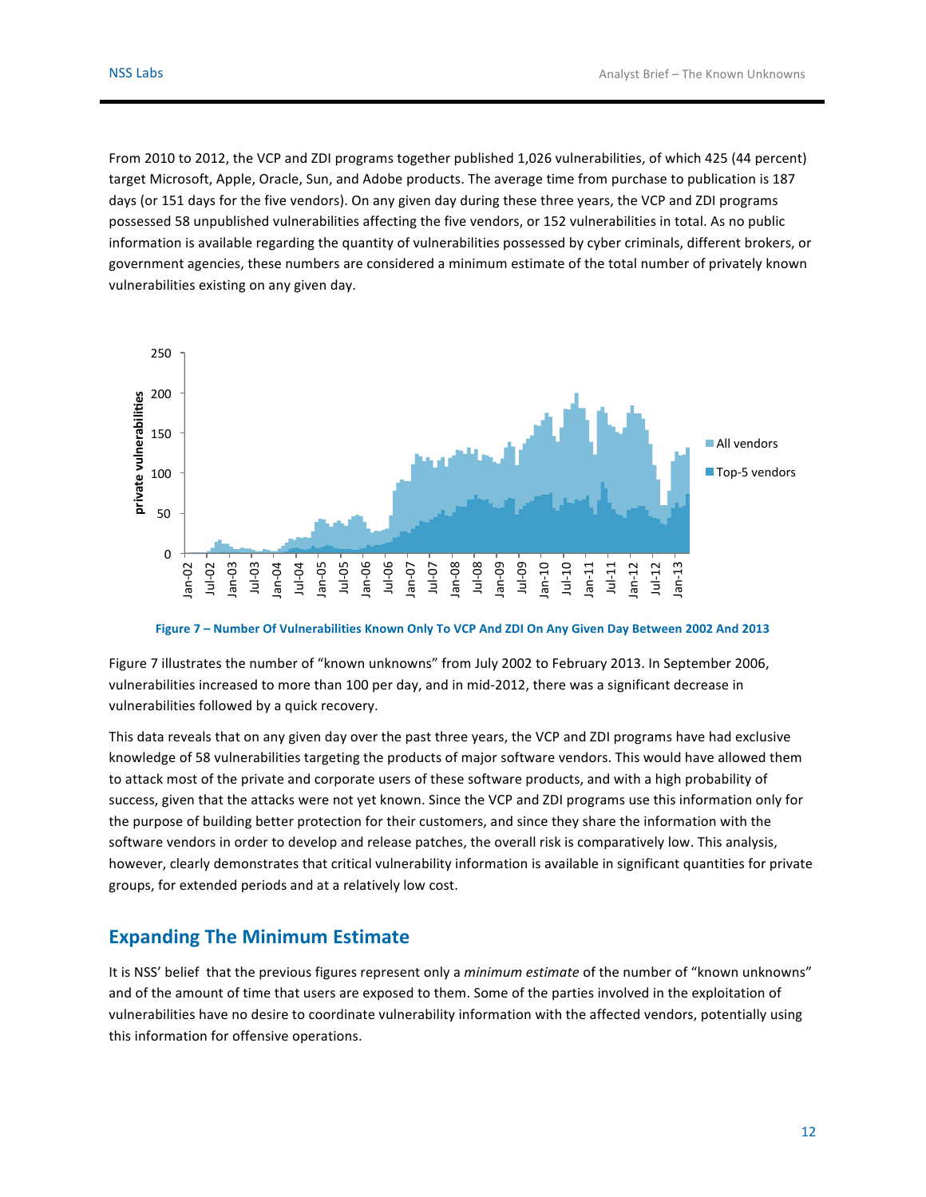From 2010 to 2012, the VCP and ZDI programs together published 1,026 vulnerabilities, of which 425 (44 percent) target Microsoft, Apple, Oracle, Sun, and Adobe products. The average time from purchase to publication is 187 days (or 151 days for the five vendors). On any given day during these three years, the VCP and ZDI programs possessed 58 unpublished vulnerabilities affecting the five vendors, or 152 vulnerabilities in total. As no public information is available regarding the quantity of vulnerabilities possessed by cyber criminals, different brokers, or government agencies, these numbers are considered a minimum estimate of the total number of privately known vulnerabilities existing on any given day.

**Figure 7 – Number Of Vulnerabilities Known Only To VCP And ZDI On Any Given Day Between 2002 And 2013**

Figure 7 illustrates the number of "known unknowns" from July 2002 to February 2013. In September 2006, vulnerabilities increased to more than 100 per day, and in mid-2012, there was a significant decrease in vulnerabilities followed by a quick recovery.

This data reveals that on any given day over the past three years, the VCP and ZDI programs have had exclusive knowledge of 58 vulnerabilities targeting the products of major software vendors. This would have allowed them to attack most of the private and corporate users of these software products, and with a high probability of success, given that the attacks were not yet known. Since the VCP and ZDI programs use this information only for the purpose of building better protection for their customers, and since they share the information with the software vendors in order to develop and release patches, the overall risk is comparatively low. This analysis, however, clearly demonstrates that critical vulnerability information is available in significant quantities for private groups, for extended periods and at a relatively low cost.

## Expanding The Minimum Estimate

It is NSS' belief that the previous figures represent only a *minimum estimate* of the number of "known unknowns" and of the amount of time that users are exposed to them. Some of the parties involved in the exploitation of vulnerabilities have no desire to coordinate vulnerability information with the affected vendors, potentially using this information for offensive operations.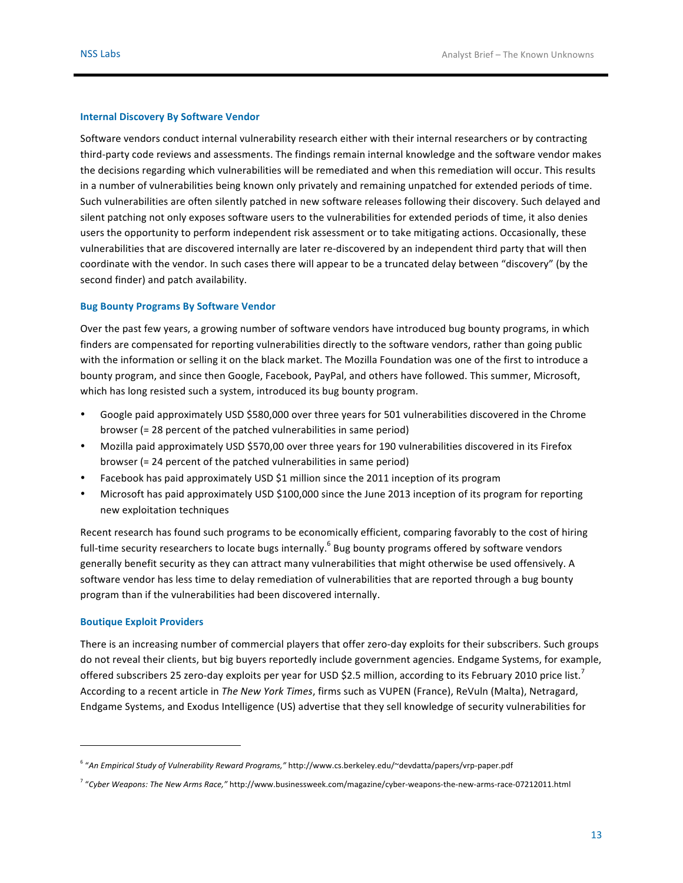### Internal Discovery By Software Vendor

Software vendors conduct internal vulnerability research either with their internal researchers or by contracting third-party code reviews and assessments. The findings remain internal knowledge and the software vendor makes the decisions regarding which vulnerabilities will be remediated and when this remediation will occur. This results in a number of vulnerabilities being known only privately and remaining unpatched for extended periods of time. Such vulnerabilities are often silently patched in new software releases following their discovery. Such delayed and silent patching not only exposes software users to the vulnerabilities for extended periods of time, it also denies users the opportunity to perform independent risk assessment or to take mitigating actions. Occasionally, these vulnerabilities that are discovered internally are later re-discovered by an independent third party that will then coordinate with the vendor. In such cases there will appear to be a truncated delay between "discovery" (by the second finder) and patch availability.

### Bug Bounty Programs By Software Vendor

Over the past few years, a growing number of software vendors have introduced bug bounty programs, in which finders are compensated for reporting vulnerabilities directly to the software vendors, rather than going public with the information or selling it on the black market. The Mozilla Foundation was one of the first to introduce a bounty program, and since then Google, Facebook, PayPal, and others have followed. This summer, Microsoft, which has long resisted such a system, introduced its bug bounty program.

- Google paid approximately USD $580,000 over three years for 501 vulnerabilities discovered in the Chrome browser (= 28 percent of the patched vulnerabilities in same period)
- Mozilla paid approximately USD $570,00 over three years for 190 vulnerabilities discovered in its Firefox browser (= 24 percent of the patched vulnerabilities in same period)
- Facebook has paid approximately USD $1 million since the 2011 inception of its program
- Microsoft has paid approximately USD $100,000 since the June 2013 inception of its program for reporting new exploitation techniques

Recent research has found such programs to be economically efficient, comparing favorably to the cost of hiring full-time security researchers to locate bugs internally.[6] Bug bounty programs offered by software vendors generally benefit security as they can attract many vulnerabilities that might otherwise be used offensively. A software vendor has less time to delay remediation of vulnerabilities that are reported through a bug bounty program than if the vulnerabilities had been discovered internally.

### Boutique Exploit Providers

There is an increasing number of commercial players that offer zero-day exploits for their subscribers. Such groups do not reveal their clients, but big buyers reportedly include government agencies. Endgame Systems, for example, offered subscribers 25 zero-day exploits per year for USD $2.5 million, according to its February 2010 price list.[7] According to a recent article in *The New York Times*, firms such as VUPEN (France), ReVuln (Malta), Netragard, Endgame Systems, and Exodus Intelligence (US) advertise that they sell knowledge of security vulnerabilities for

---

[6] *"An Empirical Study of Vulnerability Reward Programs,"* http://www.cs.berkeley.edu/~devdatta/papers/vrp-paper.pdf

[7] *"Cyber Weapons: The New Arms Race,"* http://www.businessweek.com/magazine/cyber-weapons-the-new-arms-race-07212011.html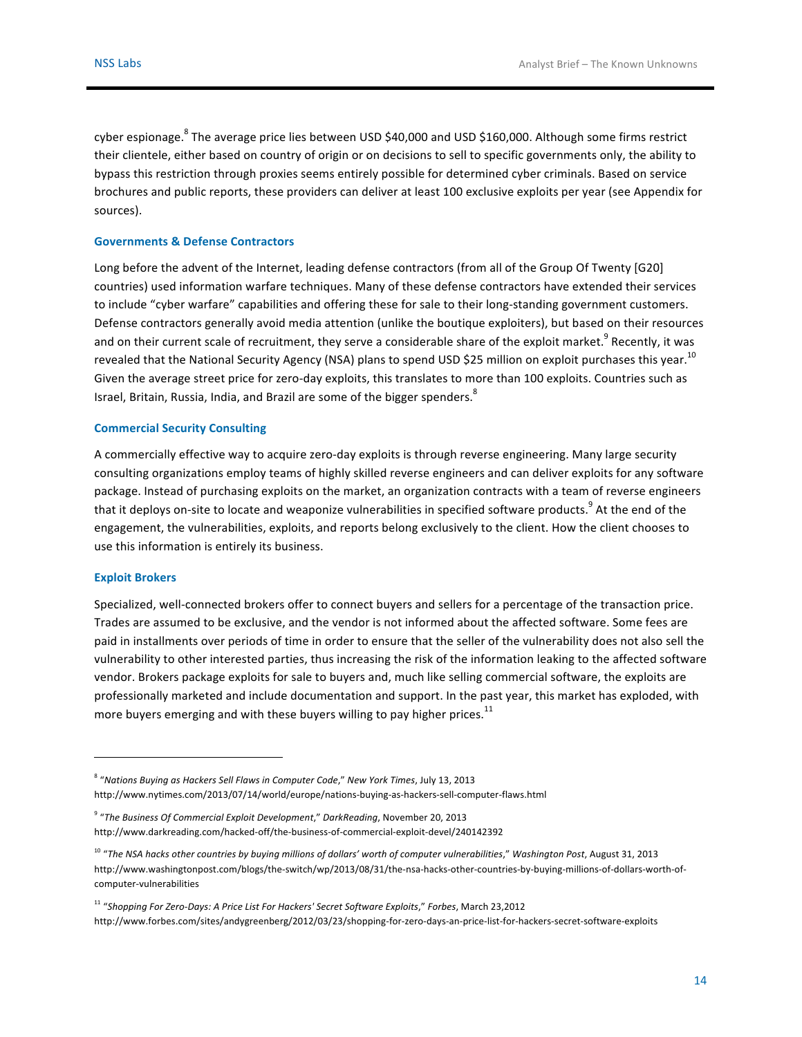cyber espionage.[8] The average price lies between USD $40,000 and USD $160,000. Although some firms restrict their clientele, either based on country of origin or on decisions to sell to specific governments only, the ability to bypass this restriction through proxies seems entirely possible for determined cyber criminals. Based on service brochures and public reports, these providers can deliver at least 100 exclusive exploits per year (see Appendix for sources).

### Governments & Defense Contractors

Long before the advent of the Internet, leading defense contractors (from all of the Group Of Twenty [G20] countries) used information warfare techniques. Many of these defense contractors have extended their services to include "cyber warfare" capabilities and offering these for sale to their long-standing government customers. Defense contractors generally avoid media attention (unlike the boutique exploiters), but based on their resources and on their current scale of recruitment, they serve a considerable share of the exploit market.[9] Recently, it was revealed that the National Security Agency (NSA) plans to spend USD $25 million on exploit purchases this year.[10] Given the average street price for zero-day exploits, this translates to more than 100 exploits. Countries such as Israel, Britain, Russia, India, and Brazil are some of the bigger spenders.[8]

### Commercial Security Consulting

A commercially effective way to acquire zero-day exploits is through reverse engineering. Many large security consulting organizations employ teams of highly skilled reverse engineers and can deliver exploits for any software package. Instead of purchasing exploits on the market, an organization contracts with a team of reverse engineers that it deploys on-site to locate and weaponize vulnerabilities in specified software products.[9] At the end of the engagement, the vulnerabilities, exploits, and reports belong exclusively to the client. How the client chooses to use this information is entirely its business.

### Exploit Brokers

Specialized, well-connected brokers offer to connect buyers and sellers for a percentage of the transaction price. Trades are assumed to be exclusive, and the vendor is not informed about the affected software. Some fees are paid in installments over periods of time in order to ensure that the seller of the vulnerability does not also sell the vulnerability to other interested parties, thus increasing the risk of the information leaking to the affected software vendor. Brokers package exploits for sale to buyers and, much like selling commercial software, the exploits are professionally marketed and include documentation and support. In the past year, this market has exploded, with more buyers emerging and with these buyers willing to pay higher prices.[11]

---

[8] "*Nations Buying as Hackers Sell Flaws in Computer Code*," *New York Times*, July 13, 2013
http://www.nytimes.com/2013/07/14/world/europe/nations-buying-as-hackers-sell-computer-flaws.html

[9] "*The Business Of Commercial Exploit Development*," *DarkReading*, November 20, 2013
http://www.darkreading.com/hacked-off/the-business-of-commercial-exploit-devel/240142392

[10] "*The NSA hacks other countries by buying millions of dollars' worth of computer vulnerabilities*," *Washington Post*, August 31, 2013
http://www.washingtonpost.com/blogs/the-switch/wp/2013/08/31/the-nsa-hacks-other-countries-by-buying-millions-of-dollars-worth-of-computer-vulnerabilities

[11] "*Shopping For Zero-Days: A Price List For Hackers' Secret Software Exploits*," *Forbes*, March 23,2012
http://www.forbes.com/sites/andygreenberg/2012/03/23/shopping-for-zero-days-an-price-list-for-hackers-secret-software-exploits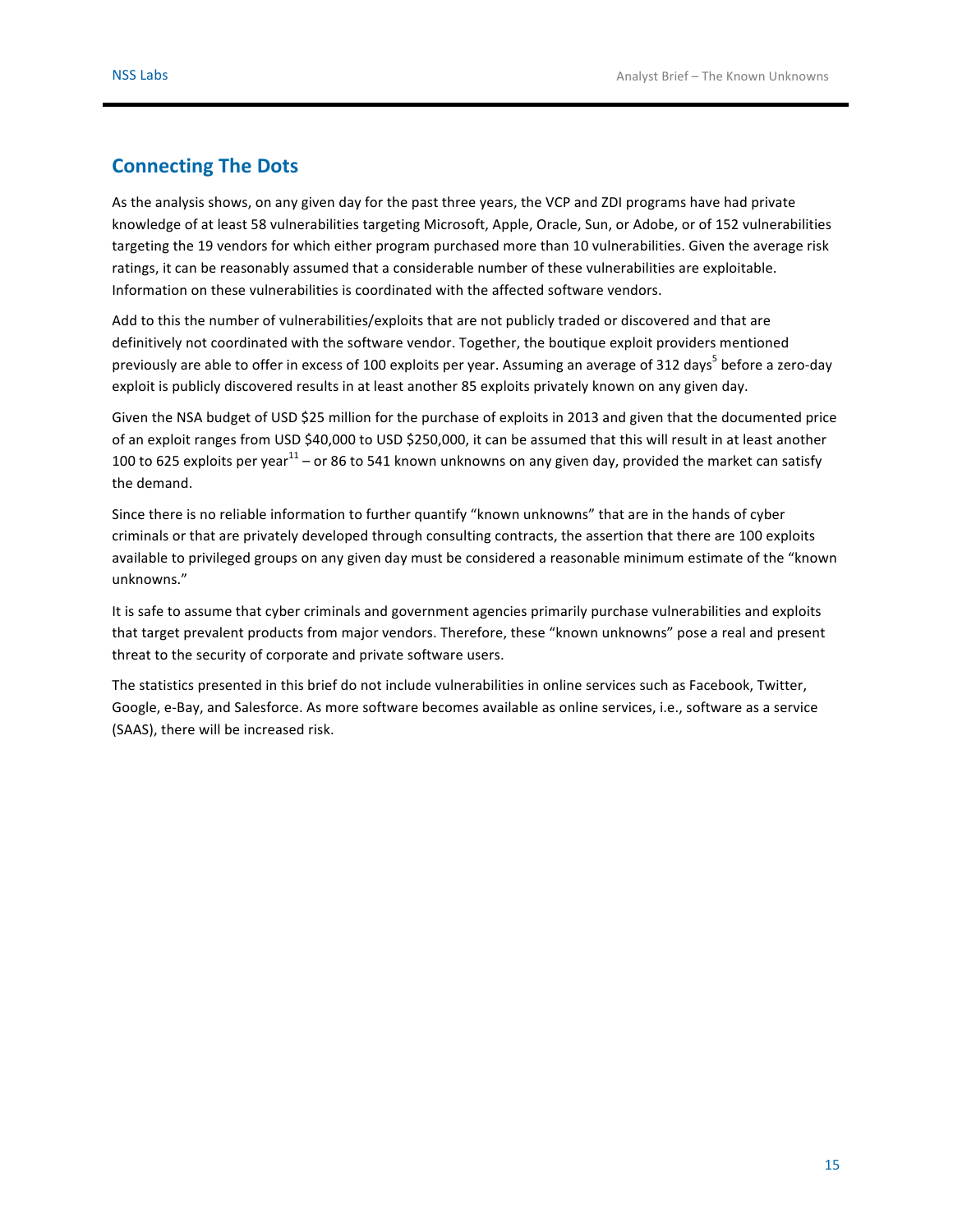## Connecting The Dots

As the analysis shows, on any given day for the past three years, the VCP and ZDI programs have had private knowledge of at least 58 vulnerabilities targeting Microsoft, Apple, Oracle, Sun, or Adobe, or of 152 vulnerabilities targeting the 19 vendors for which either program purchased more than 10 vulnerabilities. Given the average risk ratings, it can be reasonably assumed that a considerable number of these vulnerabilities are exploitable. Information on these vulnerabilities is coordinated with the affected software vendors.

Add to this the number of vulnerabilities/exploits that are not publicly traded or discovered and that are definitively not coordinated with the software vendor. Together, the boutique exploit providers mentioned previously are able to offer in excess of 100 exploits per year. Assuming an average of 312 days[5] before a zero-day exploit is publicly discovered results in at least another 85 exploits privately known on any given day.

Given the NSA budget of USD $25 million for the purchase of exploits in 2013 and given that the documented price of an exploit ranges from USD $40,000 to USD $250,000, it can be assumed that this will result in at least another 100 to 625 exploits per year[11] – or 86 to 541 known unknowns on any given day, provided the market can satisfy the demand.

Since there is no reliable information to further quantify "known unknowns" that are in the hands of cyber criminals or that are privately developed through consulting contracts, the assertion that there are 100 exploits available to privileged groups on any given day must be considered a reasonable minimum estimate of the "known unknowns."

It is safe to assume that cyber criminals and government agencies primarily purchase vulnerabilities and exploits that target prevalent products from major vendors. Therefore, these "known unknowns" pose a real and present threat to the security of corporate and private software users.

The statistics presented in this brief do not include vulnerabilities in online services such as Facebook, Twitter, Google, e-Bay, and Salesforce. As more software becomes available as online services, i.e., software as a service (SAAS), there will be increased risk.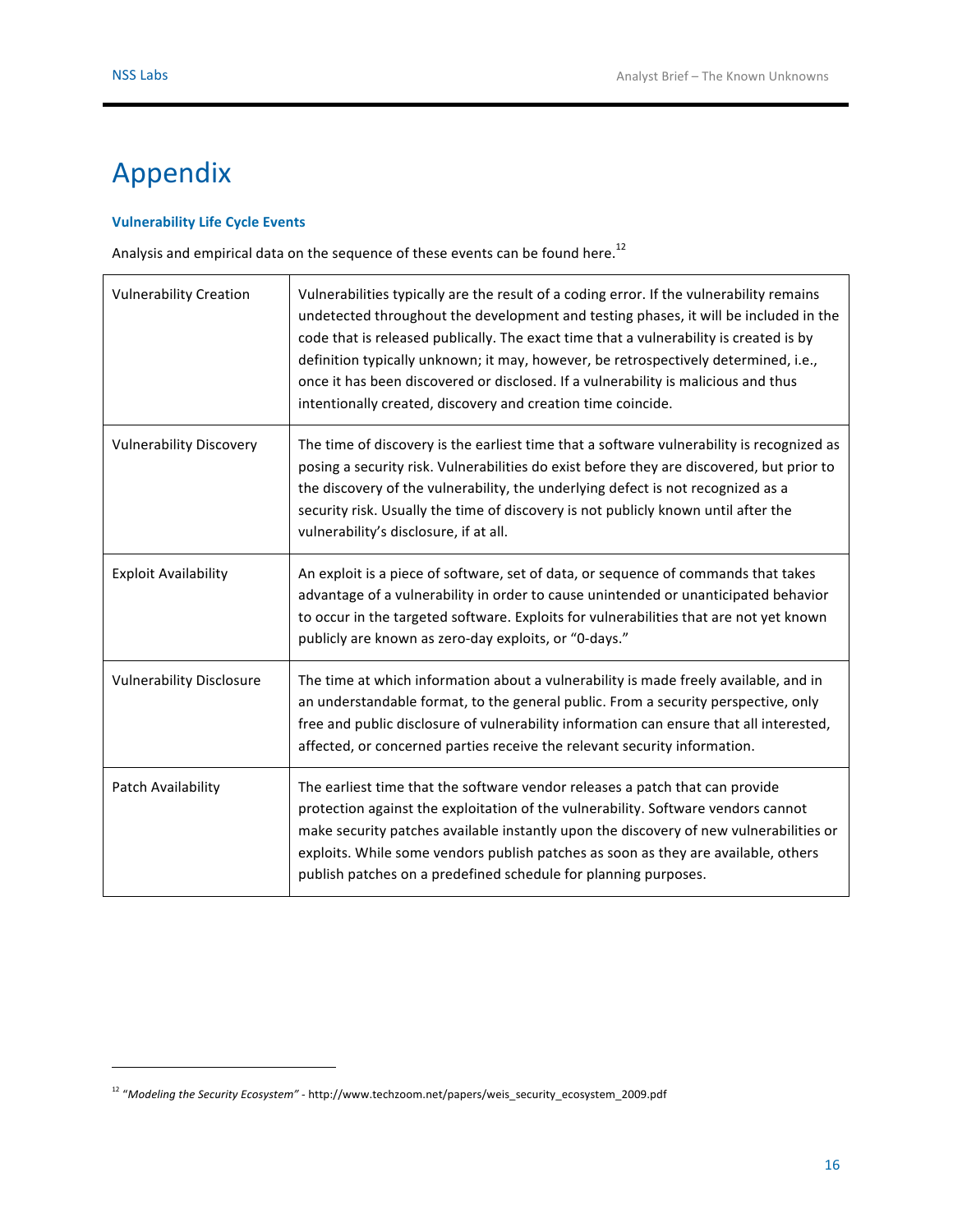# Appendix

### Vulnerability Life Cycle Events

Analysis and empirical data on the sequence of these events can be found here.[12]

| | |
|---|---|
| Vulnerability Creation | Vulnerabilities typically are the result of a coding error. If the vulnerability remains undetected throughout the development and testing phases, it will be included in the code that is released publically. The exact time that a vulnerability is created is by definition typically unknown; it may, however, be retrospectively determined, i.e., once it has been discovered or disclosed. If a vulnerability is malicious and thus intentionally created, discovery and creation time coincide. |
| Vulnerability Discovery | The time of discovery is the earliest time that a software vulnerability is recognized as posing a security risk. Vulnerabilities do exist before they are discovered, but prior to the discovery of the vulnerability, the underlying defect is not recognized as a security risk. Usually the time of discovery is not publicly known until after the vulnerability's disclosure, if at all. |
| Exploit Availability | An exploit is a piece of software, set of data, or sequence of commands that takes advantage of a vulnerability in order to cause unintended or unanticipated behavior to occur in the targeted software. Exploits for vulnerabilities that are not yet known publicly are known as zero-day exploits, or "0-days." |
| Vulnerability Disclosure | The time at which information about a vulnerability is made freely available, and in an understandable format, to the general public. From a security perspective, only free and public disclosure of vulnerability information can ensure that all interested, affected, or concerned parties receive the relevant security information. |
| Patch Availability | The earliest time that the software vendor releases a patch that can provide protection against the exploitation of the vulnerability. Software vendors cannot make security patches available instantly upon the discovery of new vulnerabilities or exploits. While some vendors publish patches as soon as they are available, others publish patches on a predefined schedule for planning purposes. |

[12] *"Modeling the Security Ecosystem"* - http://www.techzoom.net/papers/weis_security_ecosystem_2009.pdf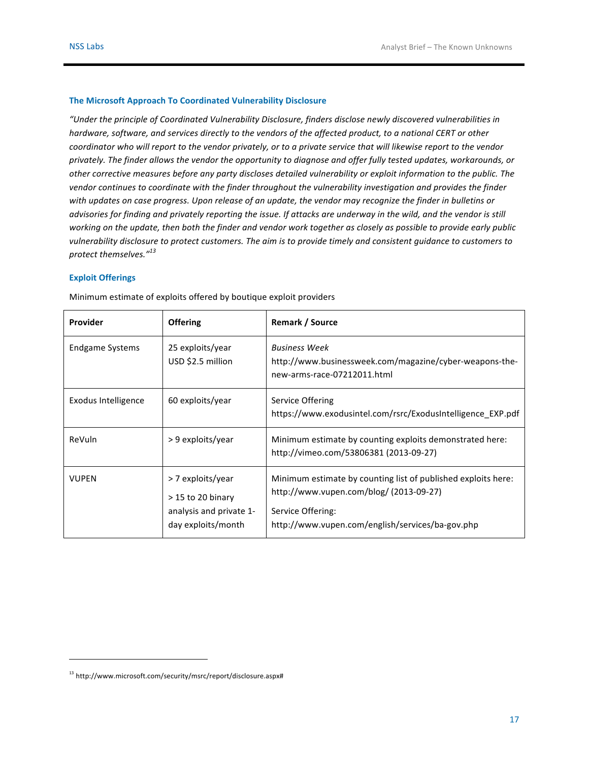### The Microsoft Approach To Coordinated Vulnerability Disclosure

*"Under the principle of Coordinated Vulnerability Disclosure, finders disclose newly discovered vulnerabilities in hardware, software, and services directly to the vendors of the affected product, to a national CERT or other coordinator who will report to the vendor privately, or to a private service that will likewise report to the vendor privately. The finder allows the vendor the opportunity to diagnose and offer fully tested updates, workarounds, or other corrective measures before any party discloses detailed vulnerability or exploit information to the public. The vendor continues to coordinate with the finder throughout the vulnerability investigation and provides the finder with updates on case progress. Upon release of an update, the vendor may recognize the finder in bulletins or advisories for finding and privately reporting the issue. If attacks are underway in the wild, and the vendor is still working on the update, then both the finder and vendor work together as closely as possible to provide early public vulnerability disclosure to protect customers. The aim is to provide timely and consistent guidance to customers to protect themselves."*[13]

### Exploit Offerings

Minimum estimate of exploits offered by boutique exploit providers

| Provider | Offering | Remark / Source |
|---|---|---|
| Endgame Systems | 25 exploits/year<br>USD $2.5 million | *Business Week*<br>http://www.businessweek.com/magazine/cyber-weapons-the-new-arms-race-07212011.html |
| Exodus Intelligence | 60 exploits/year | Service Offering<br>https://www.exodusintel.com/rsrc/ExodusIntelligence_EXP.pdf |
| ReVuln | > 9 exploits/year | Minimum estimate by counting exploits demonstrated here:<br>http://vimeo.com/53806381 (2013-09-27) |
| VUPEN | > 7 exploits/year<br>> 15 to 20 binary analysis and private 1-day exploits/month | Minimum estimate by counting list of published exploits here:<br>http://www.vupen.com/blog/ (2013-09-27)<br>Service Offering:<br>http://www.vupen.com/english/services/ba-gov.php |

[13] http://www.microsoft.com/security/msrc/report/disclosure.aspx#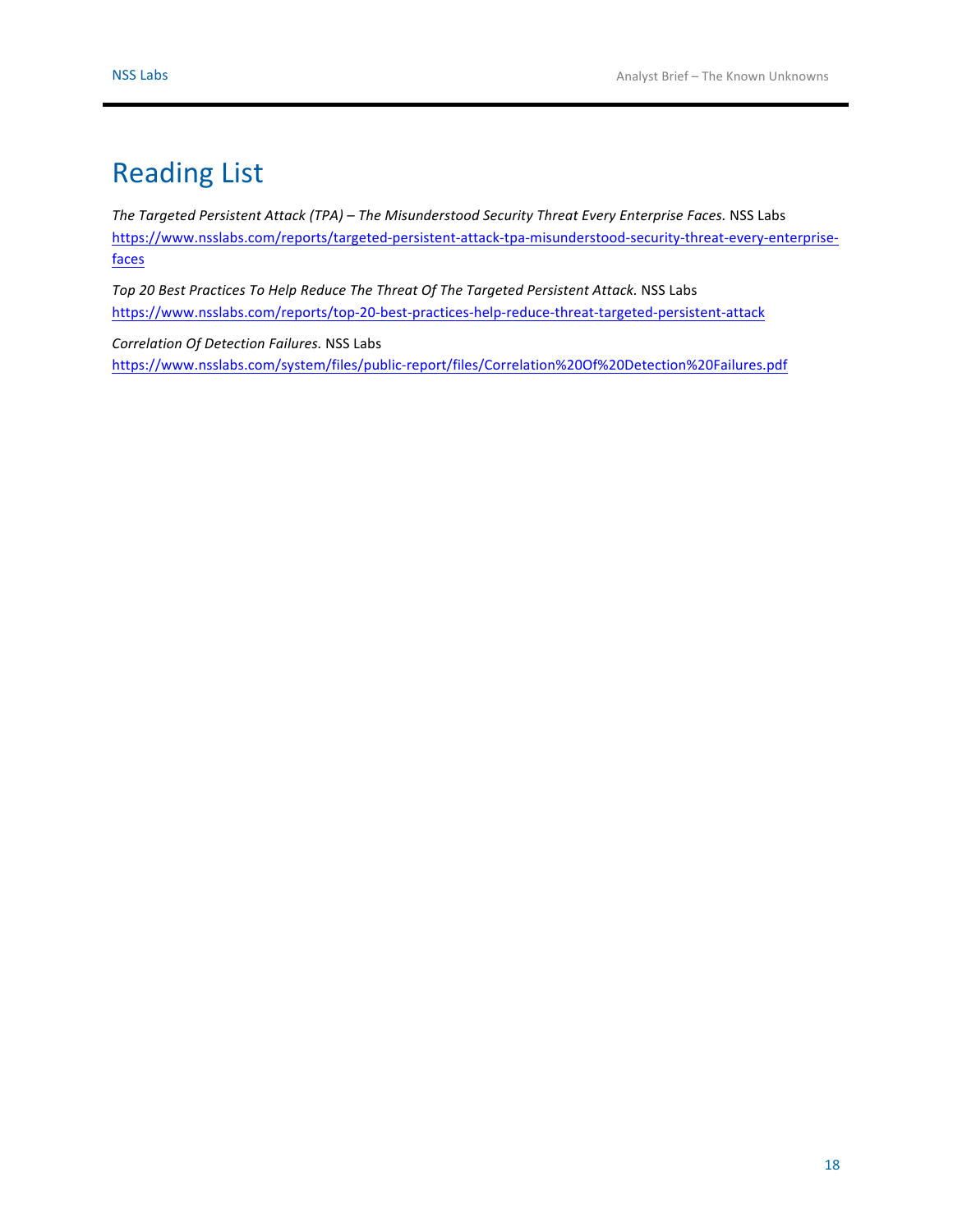# Reading List

*The Targeted Persistent Attack (TPA) – The Misunderstood Security Threat Every Enterprise Faces.* NSS Labs
https://www.nsslabs.com/reports/targeted-persistent-attack-tpa-misunderstood-security-threat-every-enterprise-faces

*Top 20 Best Practices To Help Reduce The Threat Of The Targeted Persistent Attack.* NSS Labs
https://www.nsslabs.com/reports/top-20-best-practices-help-reduce-threat-targeted-persistent-attack

*Correlation Of Detection Failures.* NSS Labs
https://www.nsslabs.com/system/files/public-report/files/Correlation%20Of%20Detection%20Failures.pdf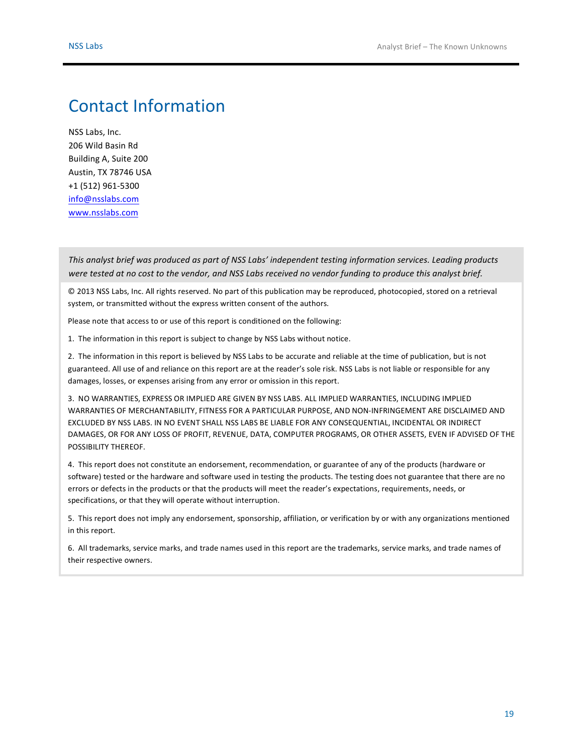# Contact Information

NSS Labs, Inc.
206 Wild Basin Rd
Building A, Suite 200
Austin, TX 78746 USA
+1 (512) 961-5300
info@nsslabs.com
www.nsslabs.com

*This analyst brief was produced as part of NSS Labs' independent testing information services. Leading products were tested at no cost to the vendor, and NSS Labs received no vendor funding to produce this analyst brief.*

© 2013 NSS Labs, Inc. All rights reserved. No part of this publication may be reproduced, photocopied, stored on a retrieval system, or transmitted without the express written consent of the authors.

Please note that access to or use of this report is conditioned on the following:

1. The information in this report is subject to change by NSS Labs without notice.

2. The information in this report is believed by NSS Labs to be accurate and reliable at the time of publication, but is not guaranteed. All use of and reliance on this report are at the reader's sole risk. NSS Labs is not liable or responsible for any damages, losses, or expenses arising from any error or omission in this report.

3. NO WARRANTIES, EXPRESS OR IMPLIED ARE GIVEN BY NSS LABS. ALL IMPLIED WARRANTIES, INCLUDING IMPLIED WARRANTIES OF MERCHANTABILITY, FITNESS FOR A PARTICULAR PURPOSE, AND NON-INFRINGEMENT ARE DISCLAIMED AND EXCLUDED BY NSS LABS. IN NO EVENT SHALL NSS LABS BE LIABLE FOR ANY CONSEQUENTIAL, INCIDENTAL OR INDIRECT DAMAGES, OR FOR ANY LOSS OF PROFIT, REVENUE, DATA, COMPUTER PROGRAMS, OR OTHER ASSETS, EVEN IF ADVISED OF THE POSSIBILITY THEREOF.

4. This report does not constitute an endorsement, recommendation, or guarantee of any of the products (hardware or software) tested or the hardware and software used in testing the products. The testing does not guarantee that there are no errors or defects in the products or that the products will meet the reader's expectations, requirements, needs, or specifications, or that they will operate without interruption.

5. This report does not imply any endorsement, sponsorship, affiliation, or verification by or with any organizations mentioned in this report.

6. All trademarks, service marks, and trade names used in this report are the trademarks, service marks, and trade names of their respective owners.